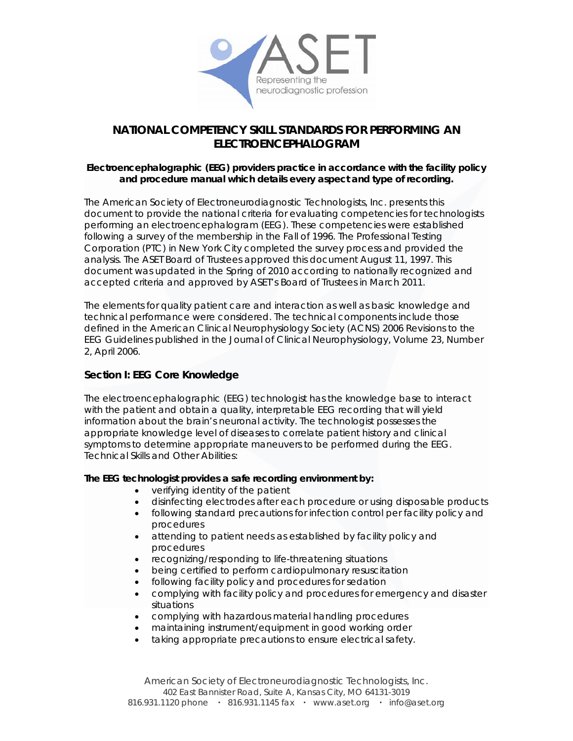# NATIONAL COMPETENCY SKILL STANDARDS FOR PERFORMING AN ELECTROENCEPHALOGRAM

**Electroencephalographic (EEG) providers practice in accordance with the facility policy and procedure manual which details every aspect and type of recording.**

The American Society of Electroneurodiagnostic Technologists, Inc. presents this document to provide the national criteria for evaluating competencies for technologists performing an electroencephalogram (EEG). These competencies were established following a survey of the membership in the Fall of 1996. The Professional Testing Corporation (PTC) in New York City completed the survey process and provided the analysis. The ASET Board of Trustees approved this document August 11, 1997. This document was updated in the Spring of 2010 according to nationally recognized and accepted criteria and approved by ASET's Board of Trustees in March 2011.

The elements for quality patient care and interaction as well as basic knowledge and technical performance were considered. The technical components include those defined in the American Clinical Neurophysiology Society (ACNS) 2006 Revisions to the EEG Guidelines published in the Journal of Clinical Neurophysiology, Volume 23, Number 2, April 2006.

## Section I: EEG Core Knowledge

The electroencephalographic (EEG) technologist has the knowledge base to interact with the patient and obtain a quality, interpretable EEG recording that will yield information about the brain's neuronal activity. The technologist possesses the appropriate knowledge level of diseases to correlate patient history and clinical symptoms to determine appropriate maneuvers to be performed during the EEG. Technical Skills and Other Abilities:

**The EEG technologist provides a safe recording environment by:**

- verifying identity of the patient
- disinfecting electrodes after each procedure or using disposable products
- following standard precautions for infection control per facility policy and procedures
- attending to patient needs as established by facility policy and procedures
- recognizing/responding to life-threatening situations
- being certified to perform cardiopulmonary resuscitation
- following facility policy and procedures for sedation
- complying with facility policy and procedures for emergency and disaster situations
- complying with hazardous material handling procedures
- maintaining instrument/equipment in good working order
- taking appropriate precautions to ensure electrical safety.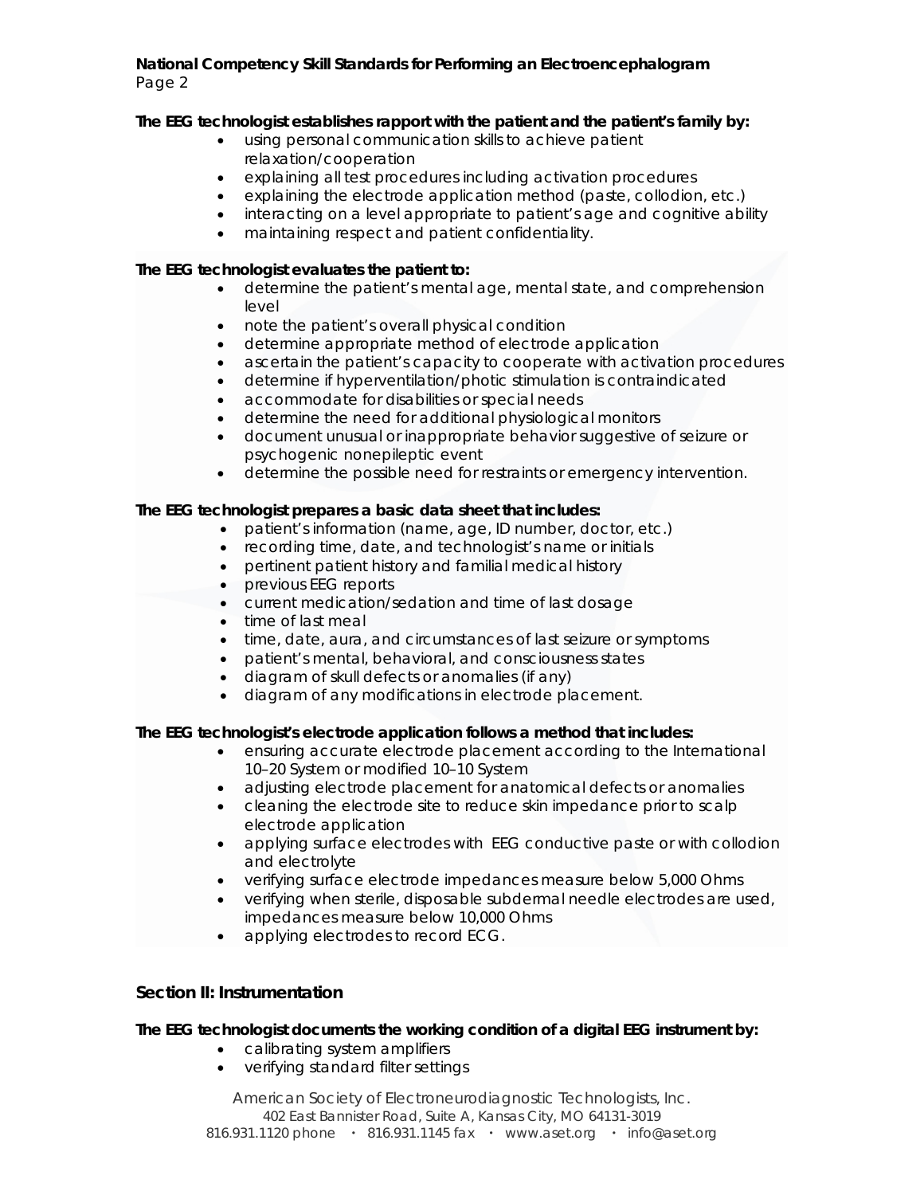**The EEG technologist establishes rapport with the patient and the patient's family by:**

- using personal communication skills to achieve patient relaxation/cooperation
- explaining all test procedures including activation procedures
- explaining the electrode application method (paste, collodion, etc.)
- interacting on a level appropriate to patient's age and cognitive ability
- maintaining respect and patient confidentiality.

**The EEG technologist evaluates the patient to:**

- determine the patient's mental age, mental state, and comprehension level
- note the patient's overall physical condition
- determine appropriate method of electrode application
- ascertain the patient's capacity to cooperate with activation procedures
- determine if hyperventilation/photic stimulation is contraindicated
- accommodate for disabilities or special needs
- determine the need for additional physiological monitors
- document unusual or inappropriate behavior suggestive of seizure or psychogenic nonepileptic event
- determine the possible need for restraints or emergency intervention.

**The EEG technologist prepares a basic data sheet that includes:**

- patient's information (name, age, ID number, doctor, etc.)
- recording time, date, and technologist's name or initials
- pertinent patient history and familial medical history
- previous EEG reports
- current medication/sedation and time of last dosage
- time of last meal
- time, date, aura, and circumstances of last seizure or symptoms
- patient's mental, behavioral, and consciousness states
- diagram of skull defects or anomalies (if any)
- diagram of any modifications in electrode placement.

**The EEG technologist's electrode application follows a method that includes:**

- ensuring accurate electrode placement according to the International 10–20 System or modified 10–10 System
- adjusting electrode placement for anatomical defects or anomalies
- cleaning the electrode site to reduce skin impedance prior to scalp electrode application
- applying surface electrodes with EEG conductive paste or with collodion and electrolyte
- verifying surface electrode impedances measure below 5,000 Ohms
- verifying when sterile, disposable subdermal needle electrodes are used, impedances measure below 10,000 Ohms
- applying electrodes to record ECG.

## Section II: Instrumentation

**The EEG technologist documents the working condition of a digital EEG instrument by:**

- calibrating system amplifiers
- verifying standard filter settings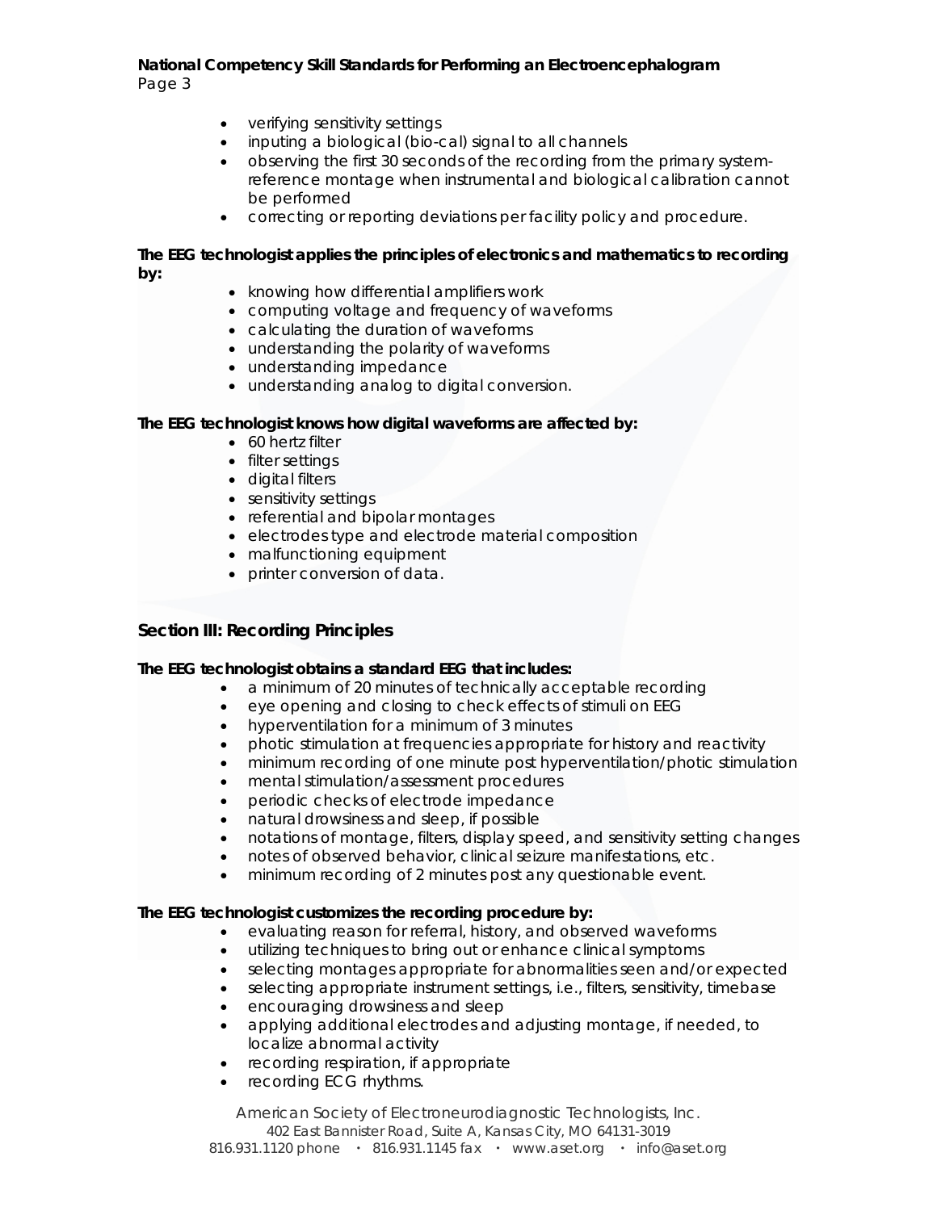- verifying sensitivity settings
- inputing a biological (bio-cal) signal to all channels
- observing the first 30 seconds of the recording from the primary system-reference montage when instrumental and biological calibration cannot be performed
- correcting or reporting deviations per facility policy and procedure.

**The EEG technologist applies the principles of electronics and mathematics to recording by:**

- knowing how differential amplifiers work
- computing voltage and frequency of waveforms
- calculating the duration of waveforms
- understanding the polarity of waveforms
- understanding impedance
- understanding analog to digital conversion.

**The EEG technologist knows how digital waveforms are affected by:**

- 60 hertz filter
- filter settings
- digital filters
- sensitivity settings
- referential and bipolar montages
- electrodes type and electrode material composition
- malfunctioning equipment
- printer conversion of data.

## Section III: Recording Principles

**The EEG technologist obtains a standard EEG that includes:**

- a minimum of 20 minutes of technically acceptable recording
- eye opening and closing to check effects of stimuli on EEG
- hyperventilation for a minimum of 3 minutes
- photic stimulation at frequencies appropriate for history and reactivity
- minimum recording of one minute post hyperventilation/photic stimulation
- mental stimulation/assessment procedures
- periodic checks of electrode impedance
- natural drowsiness and sleep, if possible
- notations of montage, filters, display speed, and sensitivity setting changes
- notes of observed behavior, clinical seizure manifestations, etc.
- minimum recording of 2 minutes post any questionable event.

**The EEG technologist customizes the recording procedure by:**

- evaluating reason for referral, history, and observed waveforms
- utilizing techniques to bring out or enhance clinical symptoms
- selecting montages appropriate for abnormalities seen and/or expected
- selecting appropriate instrument settings, i.e., filters, sensitivity, timebase
- encouraging drowsiness and sleep
- applying additional electrodes and adjusting montage, if needed, to localize abnormal activity
- recording respiration, if appropriate
- recording ECG rhythms.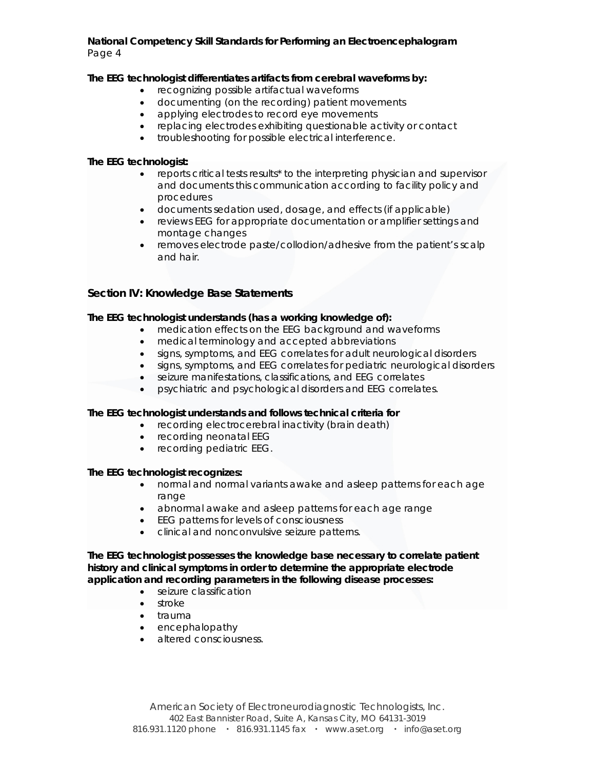**The EEG technologist differentiates artifacts from cerebral waveforms by:**

- recognizing possible artifactual waveforms
- documenting (on the recording) patient movements
- applying electrodes to record eye movements
- replacing electrodes exhibiting questionable activity or contact
- troubleshooting for possible electrical interference.

**The EEG technologist:**

- reports critical tests results* to the interpreting physician and supervisor and documents this communication according to facility policy and procedures
- documents sedation used, dosage, and effects (if applicable)
- reviews EEG for appropriate documentation or amplifier settings and montage changes
- removes electrode paste/collodion/adhesive from the patient's scalp and hair.

## Section IV: Knowledge Base Statements

**The EEG technologist understands (has a working knowledge of):**

- medication effects on the EEG background and waveforms
- medical terminology and accepted abbreviations
- signs, symptoms, and EEG correlates for adult neurological disorders
- signs, symptoms, and EEG correlates for pediatric neurological disorders
- seizure manifestations, classifications, and EEG correlates
- psychiatric and psychological disorders and EEG correlates.

**The EEG technologist understands and follows technical criteria for**

- recording electrocerebral inactivity (brain death)
- recording neonatal EEG
- recording pediatric EEG.

**The EEG technologist recognizes:**

- normal and normal variants awake and asleep patterns for each age range
- abnormal awake and asleep patterns for each age range
- EEG patterns for levels of consciousness
- clinical and nonconvulsive seizure patterns.

**The EEG technologist possesses the knowledge base necessary to correlate patient history and clinical symptoms in order to determine the appropriate electrode application and recording parameters in the following disease processes:**

- seizure classification
- stroke
- trauma
- encephalopathy
- altered consciousness.

American Society of Electroneurodiagnostic Technologists, Inc.
402 East Bannister Road, Suite A, Kansas City, MO 64131-3019
816.931.1120 phone · 816.931.1145 fax · www.aset.org · info@aset.org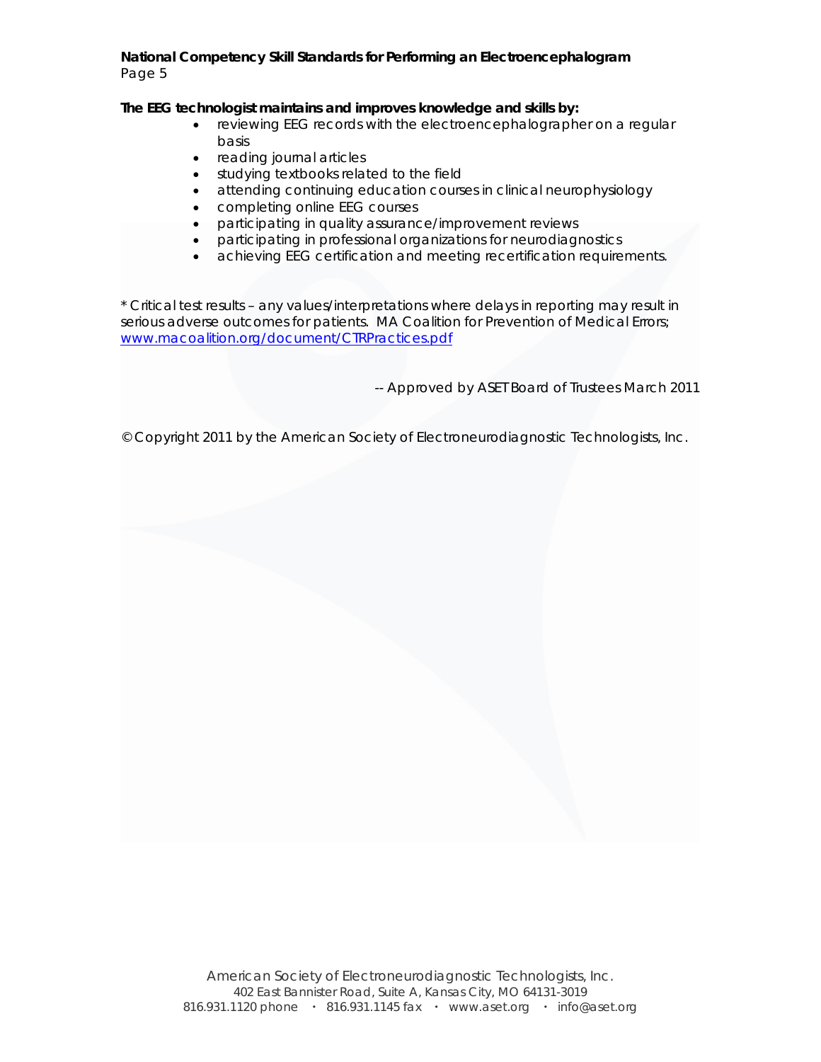**The EEG technologist maintains and improves knowledge and skills by:**

- reviewing EEG records with the electroencephalographer on a regular basis
- reading journal articles
- studying textbooks related to the field
- attending continuing education courses in clinical neurophysiology
- completing online EEG courses
- participating in quality assurance/improvement reviews
- participating in professional organizations for neurodiagnostics
- achieving EEG certification and meeting recertification requirements.

* Critical test results – any values/interpretations where delays in reporting may result in serious adverse outcomes for patients. MA Coalition for Prevention of Medical Errors; [www.macoalition.org/document/CTRPractices.pdf](http://www.macoalition.org/document/CTRPractices.pdf)

-- Approved by ASET Board of Trustees March 2011

© Copyright 2011 by the American Society of Electroneurodiagnostic Technologists, Inc.

American Society of Electroneurodiagnostic Technologists, Inc.
402 East Bannister Road, Suite A, Kansas City, MO 64131-3019
816.931.1120 phone · 816.931.1145 fax · www.aset.org · info@aset.org